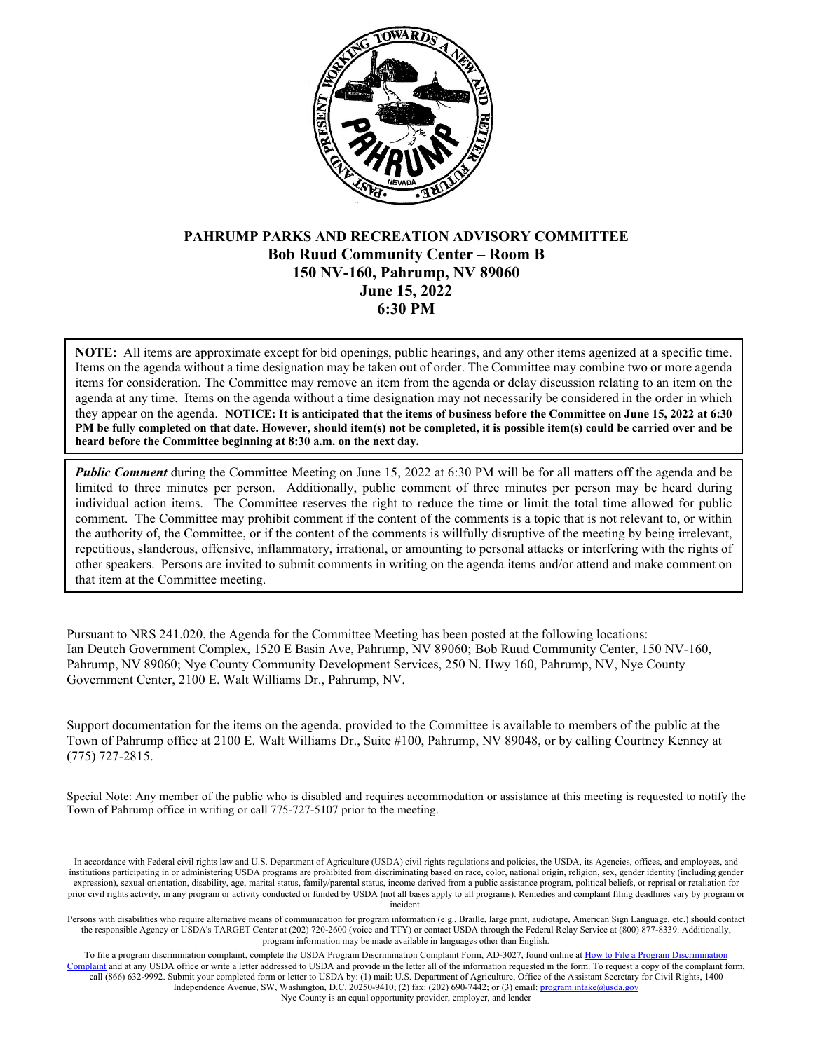# PAHRUMP PARKS AND RECREATION ADVISORY COMMITTEE

**Bob Ruud Community Center – Room B**
**150 NV-160, Pahrump, NV 89060**
**June 15, 2022**
**6:30 PM**

**NOTE:** All items are approximate except for bid openings, public hearings, and any other items agenized at a specific time. Items on the agenda without a time designation may be taken out of order. The Committee may combine two or more agenda items for consideration. The Committee may remove an item from the agenda or delay discussion relating to an item on the agenda at any time. Items on the agenda without a time designation may not necessarily be considered in the order in which they appear on the agenda. **NOTICE: It is anticipated that the items of business before the Committee on June 15, 2022 at 6:30 PM be fully completed on that date. However, should item(s) not be completed, it is possible item(s) could be carried over and be heard before the Committee beginning at 8:30 a.m. on the next day.**

***Public Comment*** during the Committee Meeting on June 15, 2022 at 6:30 PM will be for all matters off the agenda and be limited to three minutes per person. Additionally, public comment of three minutes per person may be heard during individual action items. The Committee reserves the right to reduce the time or limit the total time allowed for public comment. The Committee may prohibit comment if the content of the comments is a topic that is not relevant to, or within the authority of, the Committee, or if the content of the comments is willfully disruptive of the meeting by being irrelevant, repetitious, slanderous, offensive, inflammatory, irrational, or amounting to personal attacks or interfering with the rights of other speakers. Persons are invited to submit comments in writing on the agenda items and/or attend and make comment on that item at the Committee meeting.

Pursuant to NRS 241.020, the Agenda for the Committee Meeting has been posted at the following locations: Ian Deutch Government Complex, 1520 E Basin Ave, Pahrump, NV 89060; Bob Ruud Community Center, 150 NV-160, Pahrump, NV 89060; Nye County Community Development Services, 250 N. Hwy 160, Pahrump, NV, Nye County Government Center, 2100 E. Walt Williams Dr., Pahrump, NV.

Support documentation for the items on the agenda, provided to the Committee is available to members of the public at the Town of Pahrump office at 2100 E. Walt Williams Dr., Suite #100, Pahrump, NV 89048, or by calling Courtney Kenney at (775) 727-2815.

Special Note: Any member of the public who is disabled and requires accommodation or assistance at this meeting is requested to notify the Town of Pahrump office in writing or call 775-727-5107 prior to the meeting.

In accordance with Federal civil rights law and U.S. Department of Agriculture (USDA) civil rights regulations and policies, the USDA, its Agencies, offices, and employees, and institutions participating in or administering USDA programs are prohibited from discriminating based on race, color, national origin, religion, sex, gender identity (including gender expression), sexual orientation, disability, age, marital status, family/parental status, income derived from a public assistance program, political beliefs, or reprisal or retaliation for prior civil rights activity, in any program or activity conducted or funded by USDA (not all bases apply to all programs). Remedies and complaint filing deadlines vary by program or incident.

Persons with disabilities who require alternative means of communication for program information (e.g., Braille, large print, audiotape, American Sign Language, etc.) should contact the responsible Agency or USDA's TARGET Center at (202) 720-2600 (voice and TTY) or contact USDA through the Federal Relay Service at (800) 877-8339. Additionally, program information may be made available in languages other than English.

To file a program discrimination complaint, complete the USDA Program Discrimination Complaint Form, AD-3027, found online at How to File a Program Discrimination Complaint and at any USDA office or write a letter addressed to USDA and provide in the letter all of the information requested in the form. To request a copy of the complaint form, call (866) 632-9992. Submit your completed form or letter to USDA by: (1) mail: U.S. Department of Agriculture, Office of the Assistant Secretary for Civil Rights, 1400 Independence Avenue, SW, Washington, D.C. 20250-9410; (2) fax: (202) 690-7442; or (3) email: program.intake@usda.gov

Nye County is an equal opportunity provider, employer, and lender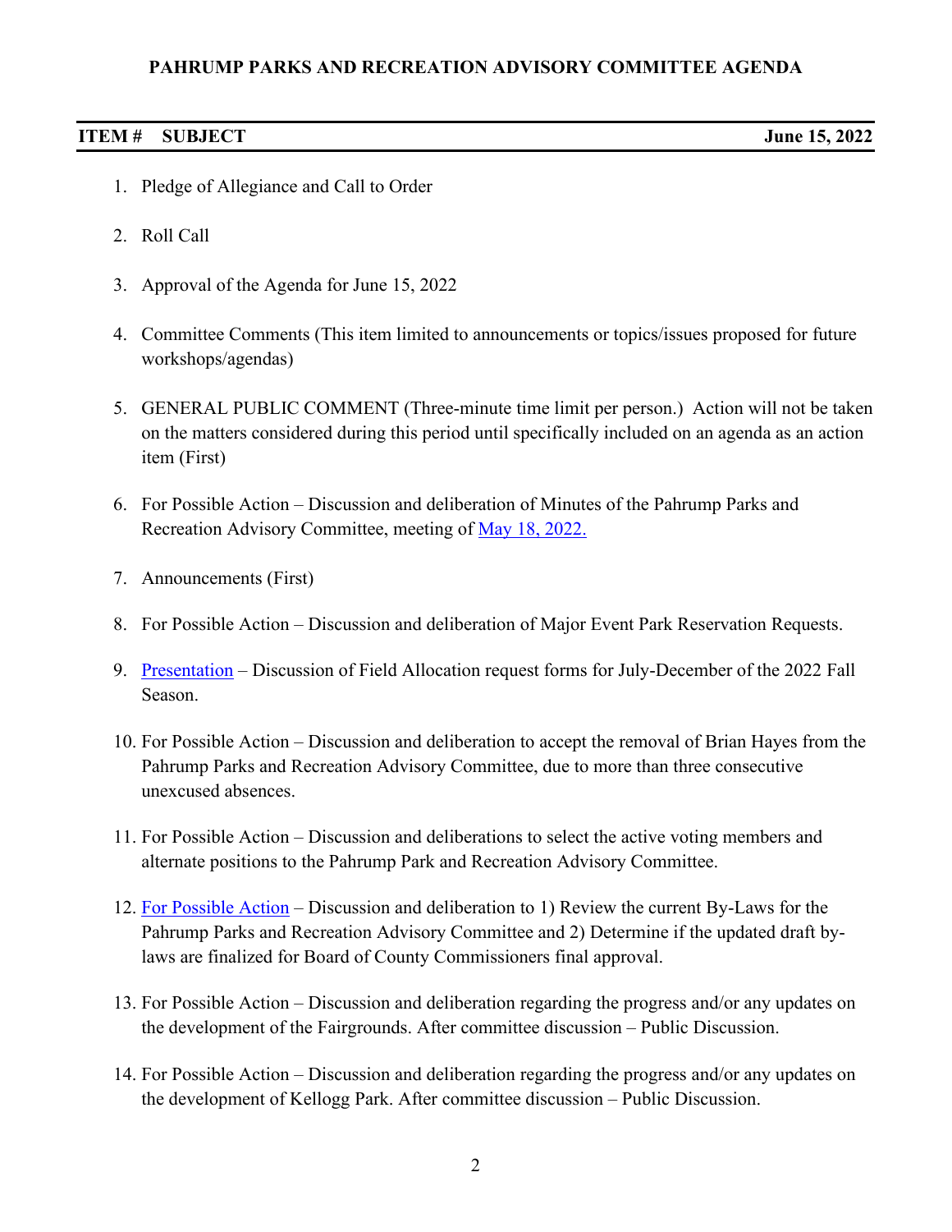**PAHRUMP PARKS AND RECREATION ADVISORY COMMITTEE AGENDA**

| ITEM # SUBJECT | June 15, 2022 |
|---|---|

1. Pledge of Allegiance and Call to Order

2. Roll Call

3. Approval of the Agenda for June 15, 2022

4. Committee Comments (This item limited to announcements or topics/issues proposed for future workshops/agendas)

5. GENERAL PUBLIC COMMENT (Three-minute time limit per person.) Action will not be taken on the matters considered during this period until specifically included on an agenda as an action item (First)

6. For Possible Action – Discussion and deliberation of Minutes of the Pahrump Parks and Recreation Advisory Committee, meeting of May 18, 2022.

7. Announcements (First)

8. For Possible Action – Discussion and deliberation of Major Event Park Reservation Requests.

9. Presentation – Discussion of Field Allocation request forms for July-December of the 2022 Fall Season.

10. For Possible Action – Discussion and deliberation to accept the removal of Brian Hayes from the Pahrump Parks and Recreation Advisory Committee, due to more than three consecutive unexcused absences.

11. For Possible Action – Discussion and deliberations to select the active voting members and alternate positions to the Pahrump Park and Recreation Advisory Committee.

12. For Possible Action – Discussion and deliberation to 1) Review the current By-Laws for the Pahrump Parks and Recreation Advisory Committee and 2) Determine if the updated draft by-laws are finalized for Board of County Commissioners final approval.

13. For Possible Action – Discussion and deliberation regarding the progress and/or any updates on the development of the Fairgrounds. After committee discussion – Public Discussion.

14. For Possible Action – Discussion and deliberation regarding the progress and/or any updates on the development of Kellogg Park. After committee discussion – Public Discussion.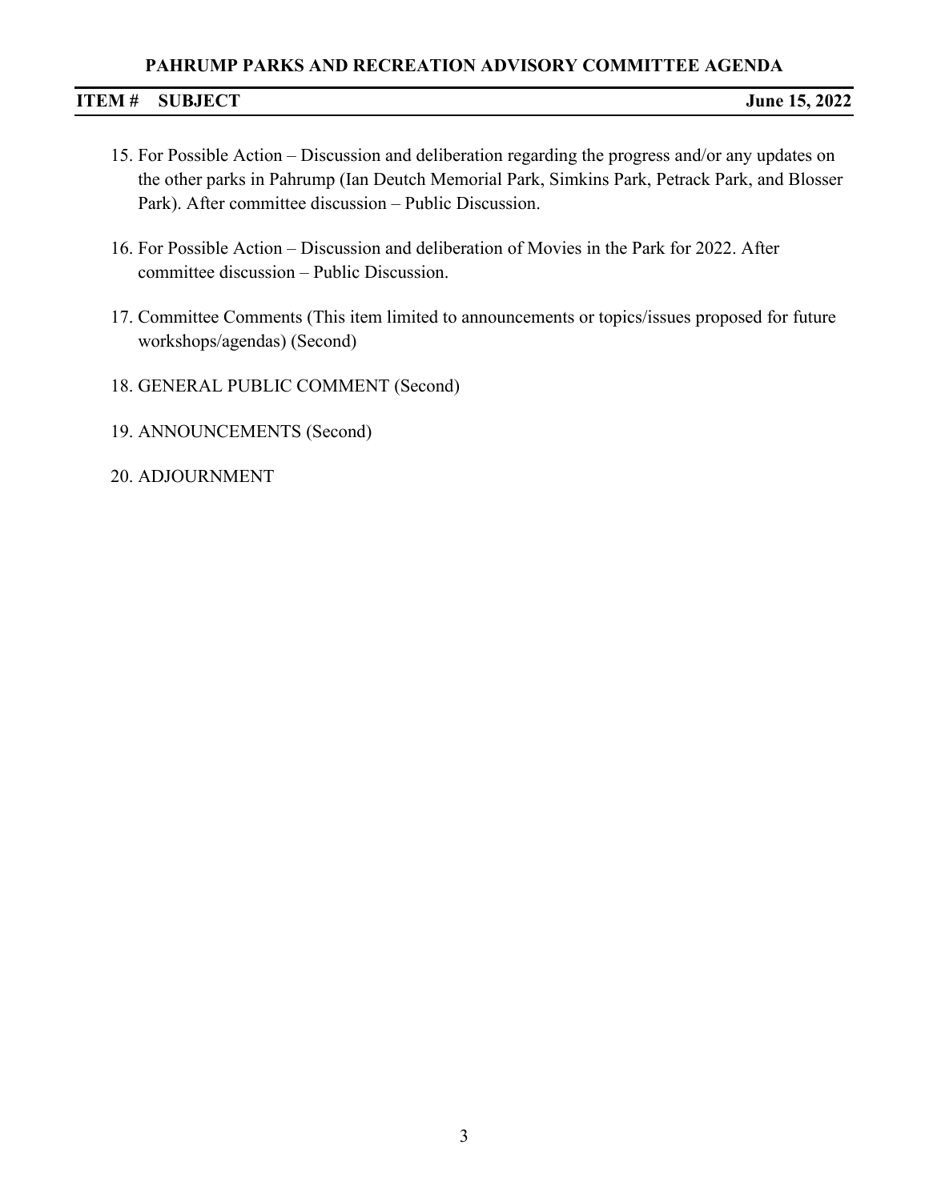15. For Possible Action – Discussion and deliberation regarding the progress and/or any updates on the other parks in Pahrump (Ian Deutch Memorial Park, Simkins Park, Petrack Park, and Blosser Park). After committee discussion – Public Discussion.

16. For Possible Action – Discussion and deliberation of Movies in the Park for 2022. After committee discussion – Public Discussion.

17. Committee Comments (This item limited to announcements or topics/issues proposed for future workshops/agendas) (Second)

18. GENERAL PUBLIC COMMENT (Second)

19. ANNOUNCEMENTS (Second)

20. ADJOURNMENT